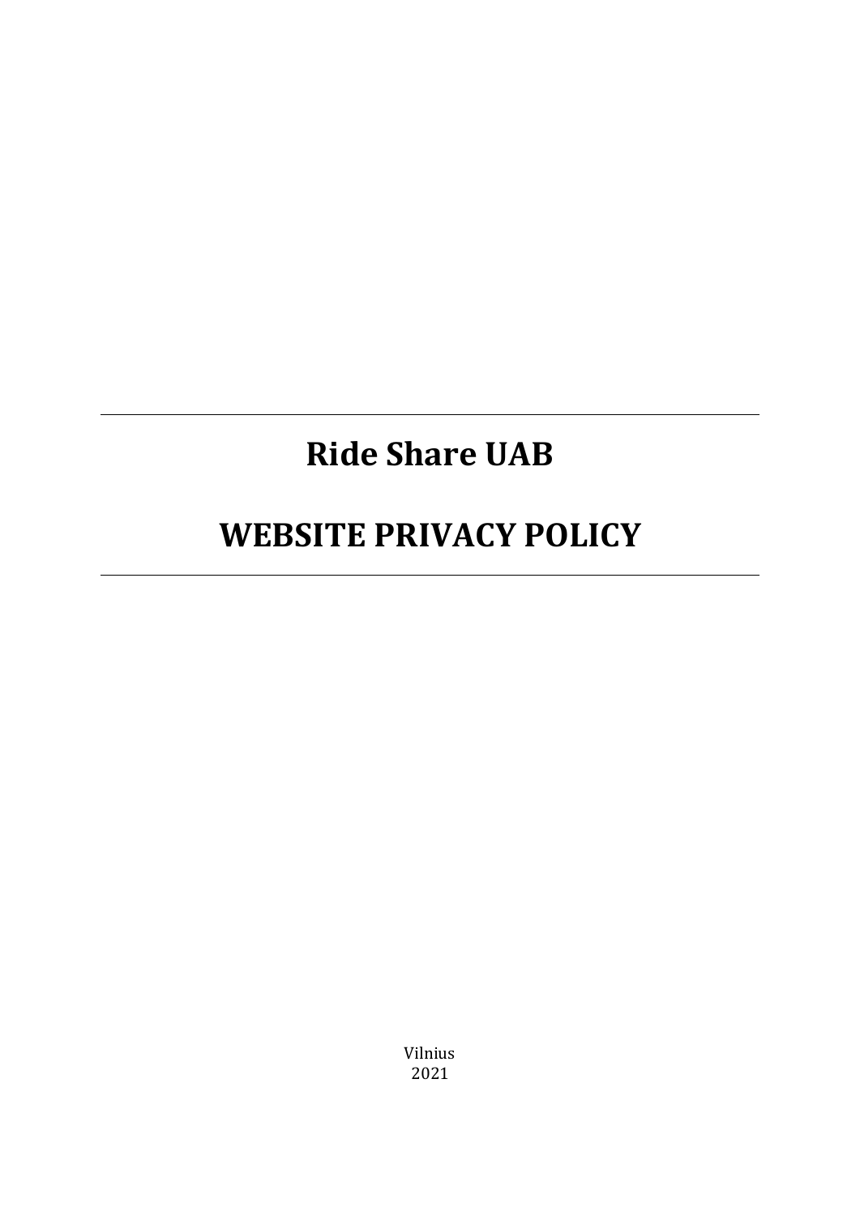---

# Ride Share UAB

# WEBSITE PRIVACY POLICY

---

Vilnius
2021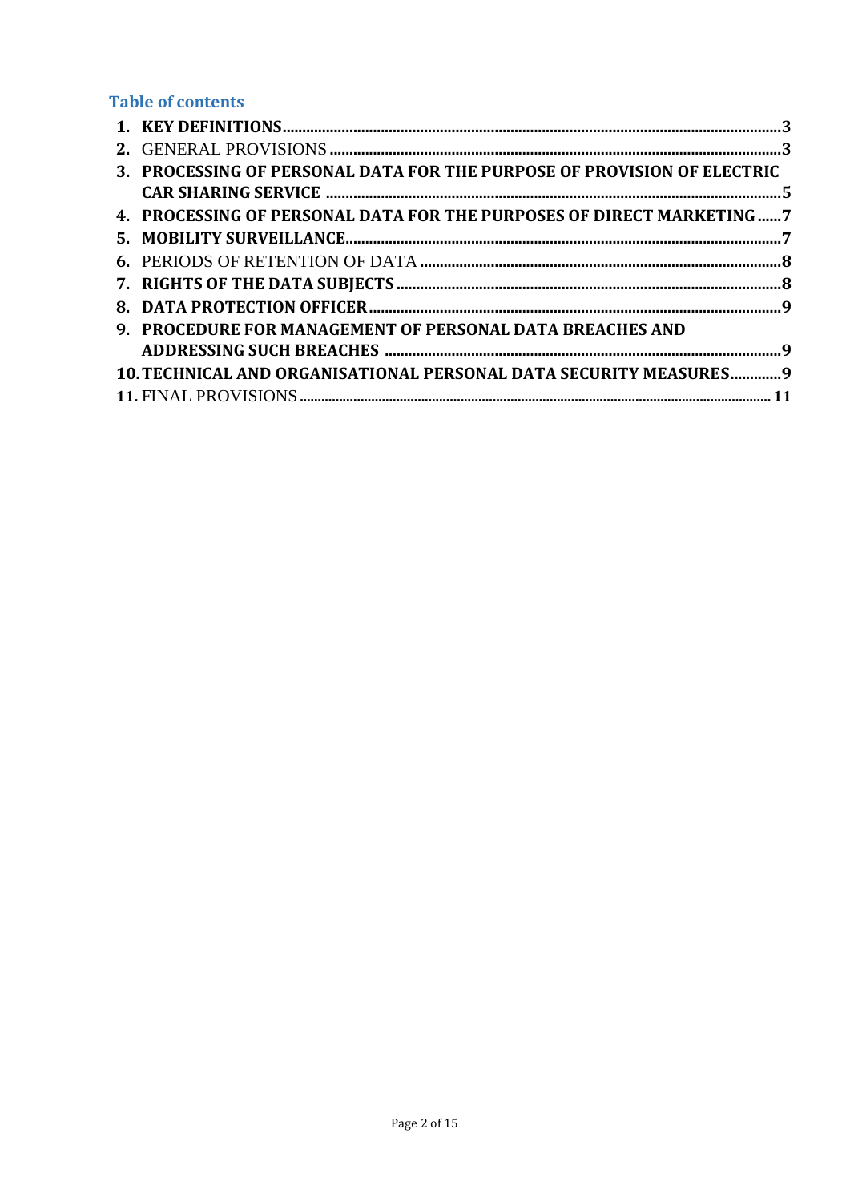## Table of contents

1. **KEY DEFINITIONS** .......... 3
2. GENERAL PROVISIONS .......... 3
3. **PROCESSING OF PERSONAL DATA FOR THE PURPOSE OF PROVISION OF ELECTRIC CAR SHARING SERVICE** .......... 5
4. **PROCESSING OF PERSONAL DATA FOR THE PURPOSES OF DIRECT MARKETING** .......... 7
5. **MOBILITY SURVEILLANCE** .......... 7
6. PERIODS OF RETENTION OF DATA .......... 8
7. **RIGHTS OF THE DATA SUBJECTS** .......... 8
8. **DATA PROTECTION OFFICER** .......... 9
9. **PROCEDURE FOR MANAGEMENT OF PERSONAL DATA BREACHES AND ADDRESSING SUCH BREACHES** .......... 9
10. **TECHNICAL AND ORGANISATIONAL PERSONAL DATA SECURITY MEASURES** .......... 9
11. FINAL PROVISIONS .......... 11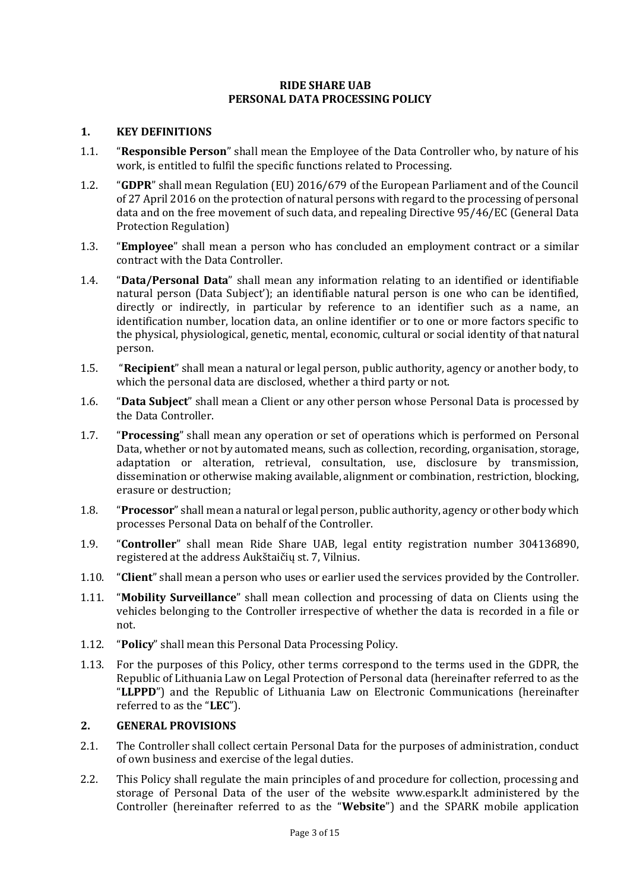**RIDE SHARE UAB**
**PERSONAL DATA PROCESSING POLICY**

## 1. KEY DEFINITIONS

1.1. "**Responsible Person**" shall mean the Employee of the Data Controller who, by nature of his work, is entitled to fulfil the specific functions related to Processing.

1.2. "**GDPR**" shall mean Regulation (EU) 2016/679 of the European Parliament and of the Council of 27 April 2016 on the protection of natural persons with regard to the processing of personal data and on the free movement of such data, and repealing Directive 95/46/EC (General Data Protection Regulation)

1.3. "**Employee**" shall mean a person who has concluded an employment contract or a similar contract with the Data Controller.

1.4. "**Data/Personal Data**" shall mean any information relating to an identified or identifiable natural person (Data Subject'); an identifiable natural person is one who can be identified, directly or indirectly, in particular by reference to an identifier such as a name, an identification number, location data, an online identifier or to one or more factors specific to the physical, physiological, genetic, mental, economic, cultural or social identity of that natural person.

1.5. "**Recipient**" shall mean a natural or legal person, public authority, agency or another body, to which the personal data are disclosed, whether a third party or not.

1.6. "**Data Subject**" shall mean a Client or any other person whose Personal Data is processed by the Data Controller.

1.7. "**Processing**" shall mean any operation or set of operations which is performed on Personal Data, whether or not by automated means, such as collection, recording, organisation, storage, adaptation or alteration, retrieval, consultation, use, disclosure by transmission, dissemination or otherwise making available, alignment or combination, restriction, blocking, erasure or destruction;

1.8. "**Processor**" shall mean a natural or legal person, public authority, agency or other body which processes Personal Data on behalf of the Controller.

1.9. "**Controller**" shall mean Ride Share UAB, legal entity registration number 304136890, registered at the address Aukštaičių st. 7, Vilnius.

1.10. "**Client**" shall mean a person who uses or earlier used the services provided by the Controller.

1.11. "**Mobility Surveillance**" shall mean collection and processing of data on Clients using the vehicles belonging to the Controller irrespective of whether the data is recorded in a file or not.

1.12. "**Policy**" shall mean this Personal Data Processing Policy.

1.13. For the purposes of this Policy, other terms correspond to the terms used in the GDPR, the Republic of Lithuania Law on Legal Protection of Personal data (hereinafter referred to as the "**LLPPD**") and the Republic of Lithuania Law on Electronic Communications (hereinafter referred to as the "**LEC**").

## 2. GENERAL PROVISIONS

2.1. The Controller shall collect certain Personal Data for the purposes of administration, conduct of own business and exercise of the legal duties.

2.2. This Policy shall regulate the main principles of and procedure for collection, processing and storage of Personal Data of the user of the website www.espark.lt administered by the Controller (hereinafter referred to as the "**Website**") and the SPARK mobile application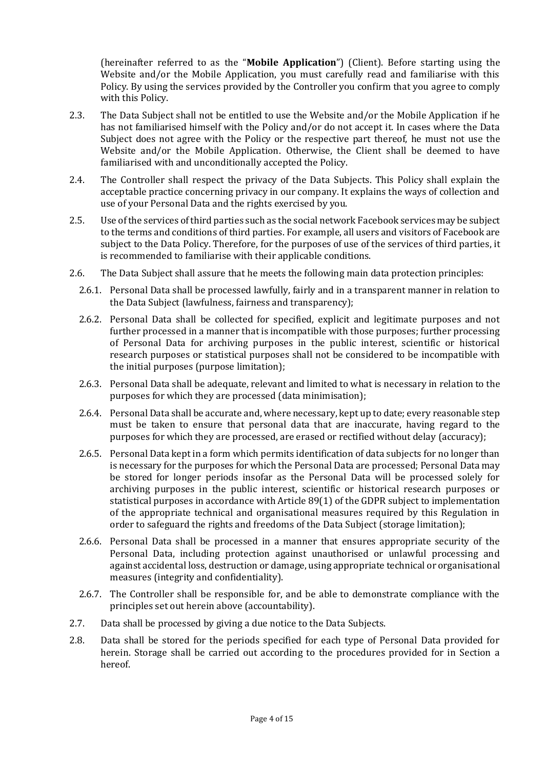(hereinafter referred to as the "**Mobile Application**") (Client). Before starting using the Website and/or the Mobile Application, you must carefully read and familiarise with this Policy. By using the services provided by the Controller you confirm that you agree to comply with this Policy.

2.3. The Data Subject shall not be entitled to use the Website and/or the Mobile Application if he has not familiarised himself with the Policy and/or do not accept it. In cases where the Data Subject does not agree with the Policy or the respective part thereof, he must not use the Website and/or the Mobile Application. Otherwise, the Client shall be deemed to have familiarised with and unconditionally accepted the Policy.

2.4. The Controller shall respect the privacy of the Data Subjects. This Policy shall explain the acceptable practice concerning privacy in our company. It explains the ways of collection and use of your Personal Data and the rights exercised by you.

2.5. Use of the services of third parties such as the social network Facebook services may be subject to the terms and conditions of third parties. For example, all users and visitors of Facebook are subject to the Data Policy. Therefore, for the purposes of use of the services of third parties, it is recommended to familiarise with their applicable conditions.

2.6. The Data Subject shall assure that he meets the following main data protection principles:

2.6.1. Personal Data shall be processed lawfully, fairly and in a transparent manner in relation to the Data Subject (lawfulness, fairness and transparency);

2.6.2. Personal Data shall be collected for specified, explicit and legitimate purposes and not further processed in a manner that is incompatible with those purposes; further processing of Personal Data for archiving purposes in the public interest, scientific or historical research purposes or statistical purposes shall not be considered to be incompatible with the initial purposes (purpose limitation);

2.6.3. Personal Data shall be adequate, relevant and limited to what is necessary in relation to the purposes for which they are processed (data minimisation);

2.6.4. Personal Data shall be accurate and, where necessary, kept up to date; every reasonable step must be taken to ensure that personal data that are inaccurate, having regard to the purposes for which they are processed, are erased or rectified without delay (accuracy);

2.6.5. Personal Data kept in a form which permits identification of data subjects for no longer than is necessary for the purposes for which the Personal Data are processed; Personal Data may be stored for longer periods insofar as the Personal Data will be processed solely for archiving purposes in the public interest, scientific or historical research purposes or statistical purposes in accordance with Article 89(1) of the GDPR subject to implementation of the appropriate technical and organisational measures required by this Regulation in order to safeguard the rights and freedoms of the Data Subject (storage limitation);

2.6.6. Personal Data shall be processed in a manner that ensures appropriate security of the Personal Data, including protection against unauthorised or unlawful processing and against accidental loss, destruction or damage, using appropriate technical or organisational measures (integrity and confidentiality).

2.6.7. The Controller shall be responsible for, and be able to demonstrate compliance with the principles set out herein above (accountability).

2.7. Data shall be processed by giving a due notice to the Data Subjects.

2.8. Data shall be stored for the periods specified for each type of Personal Data provided for herein. Storage shall be carried out according to the procedures provided for in Section a hereof.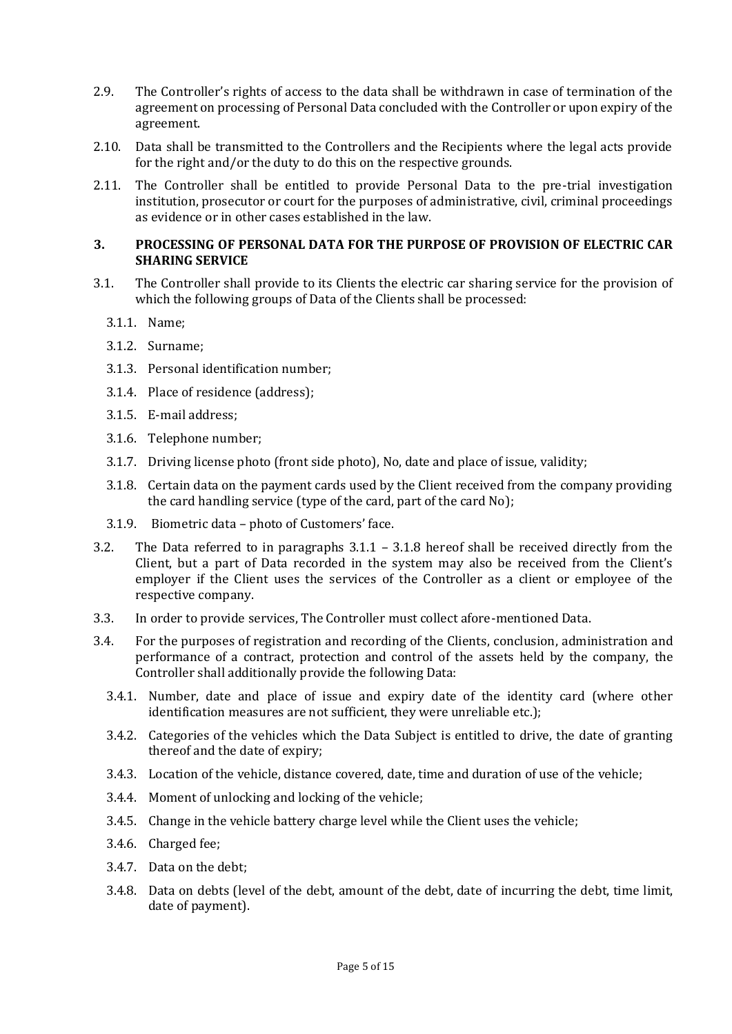2.9. The Controller's rights of access to the data shall be withdrawn in case of termination of the agreement on processing of Personal Data concluded with the Controller or upon expiry of the agreement.

2.10. Data shall be transmitted to the Controllers and the Recipients where the legal acts provide for the right and/or the duty to do this on the respective grounds.

2.11. The Controller shall be entitled to provide Personal Data to the pre-trial investigation institution, prosecutor or court for the purposes of administrative, civil, criminal proceedings as evidence or in other cases established in the law.

## 3. PROCESSING OF PERSONAL DATA FOR THE PURPOSE OF PROVISION OF ELECTRIC CAR SHARING SERVICE

3.1. The Controller shall provide to its Clients the electric car sharing service for the provision of which the following groups of Data of the Clients shall be processed:

- 3.1.1. Name;
- 3.1.2. Surname;
- 3.1.3. Personal identification number;
- 3.1.4. Place of residence (address);
- 3.1.5. E-mail address;
- 3.1.6. Telephone number;
- 3.1.7. Driving license photo (front side photo), No, date and place of issue, validity;
- 3.1.8. Certain data on the payment cards used by the Client received from the company providing the card handling service (type of the card, part of the card No);
- 3.1.9. Biometric data – photo of Customers' face.

3.2. The Data referred to in paragraphs 3.1.1 – 3.1.8 hereof shall be received directly from the Client, but a part of Data recorded in the system may also be received from the Client's employer if the Client uses the services of the Controller as a client or employee of the respective company.

3.3. In order to provide services, The Controller must collect afore-mentioned Data.

3.4. For the purposes of registration and recording of the Clients, conclusion, administration and performance of a contract, protection and control of the assets held by the company, the Controller shall additionally provide the following Data:

- 3.4.1. Number, date and place of issue and expiry date of the identity card (where other identification measures are not sufficient, they were unreliable etc.);
- 3.4.2. Categories of the vehicles which the Data Subject is entitled to drive, the date of granting thereof and the date of expiry;
- 3.4.3. Location of the vehicle, distance covered, date, time and duration of use of the vehicle;
- 3.4.4. Moment of unlocking and locking of the vehicle;
- 3.4.5. Change in the vehicle battery charge level while the Client uses the vehicle;
- 3.4.6. Charged fee;
- 3.4.7. Data on the debt;
- 3.4.8. Data on debts (level of the debt, amount of the debt, date of incurring the debt, time limit, date of payment).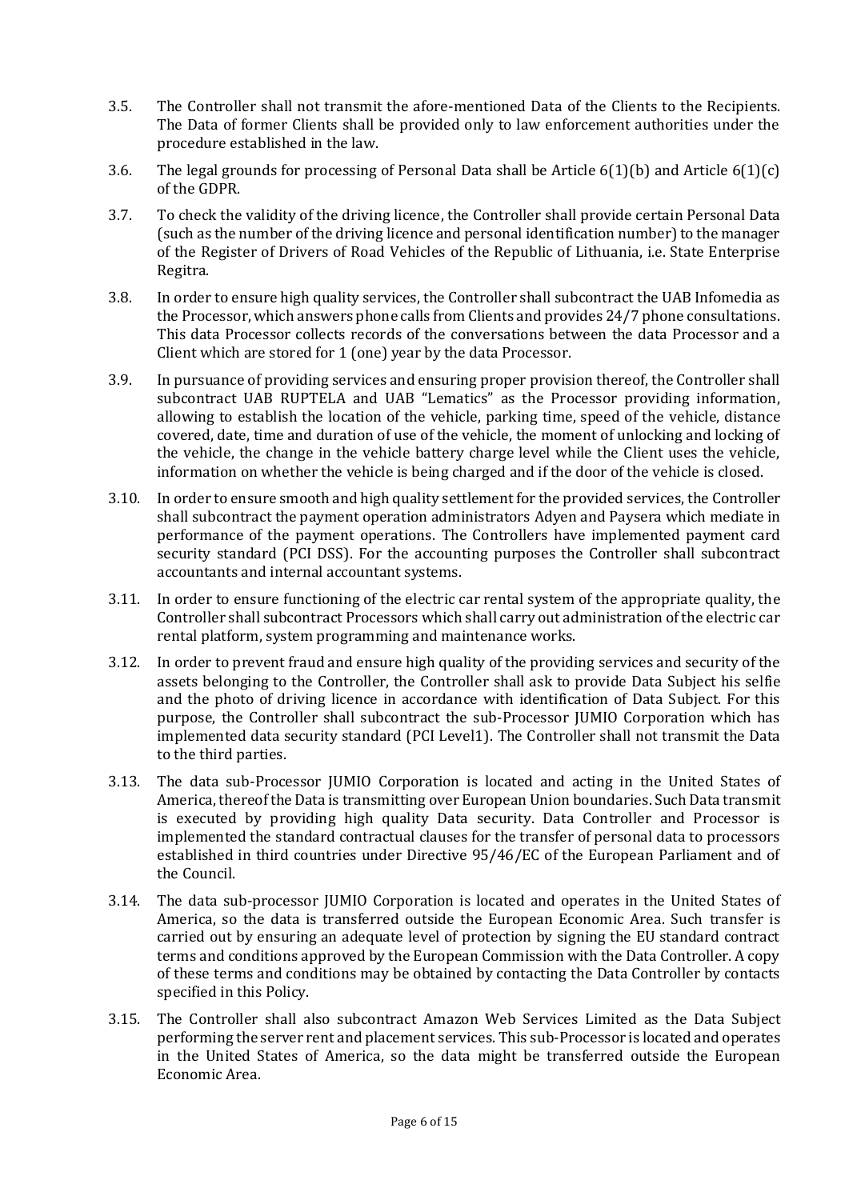3.5. The Controller shall not transmit the afore-mentioned Data of the Clients to the Recipients. The Data of former Clients shall be provided only to law enforcement authorities under the procedure established in the law.

3.6. The legal grounds for processing of Personal Data shall be Article 6(1)(b) and Article 6(1)(c) of the GDPR.

3.7. To check the validity of the driving licence, the Controller shall provide certain Personal Data (such as the number of the driving licence and personal identification number) to the manager of the Register of Drivers of Road Vehicles of the Republic of Lithuania, i.e. State Enterprise Regitra.

3.8. In order to ensure high quality services, the Controller shall subcontract the UAB Infomedia as the Processor, which answers phone calls from Clients and provides 24/7 phone consultations. This data Processor collects records of the conversations between the data Processor and a Client which are stored for 1 (one) year by the data Processor.

3.9. In pursuance of providing services and ensuring proper provision thereof, the Controller shall subcontract UAB RUPTELA and UAB "Lematics" as the Processor providing information, allowing to establish the location of the vehicle, parking time, speed of the vehicle, distance covered, date, time and duration of use of the vehicle, the moment of unlocking and locking of the vehicle, the change in the vehicle battery charge level while the Client uses the vehicle, information on whether the vehicle is being charged and if the door of the vehicle is closed.

3.10. In order to ensure smooth and high quality settlement for the provided services, the Controller shall subcontract the payment operation administrators Adyen and Paysera which mediate in performance of the payment operations. The Controllers have implemented payment card security standard (PCI DSS). For the accounting purposes the Controller shall subcontract accountants and internal accountant systems.

3.11. In order to ensure functioning of the electric car rental system of the appropriate quality, the Controller shall subcontract Processors which shall carry out administration of the electric car rental platform, system programming and maintenance works.

3.12. In order to prevent fraud and ensure high quality of the providing services and security of the assets belonging to the Controller, the Controller shall ask to provide Data Subject his selfie and the photo of driving licence in accordance with identification of Data Subject. For this purpose, the Controller shall subcontract the sub-Processor JUMIO Corporation which has implemented data security standard (PCI Level1). The Controller shall not transmit the Data to the third parties.

3.13. The data sub-Processor JUMIO Corporation is located and acting in the United States of America, thereof the Data is transmitting over European Union boundaries. Such Data transmit is executed by providing high quality Data security. Data Controller and Processor is implemented the standard contractual clauses for the transfer of personal data to processors established in third countries under Directive 95/46/EC of the European Parliament and of the Council.

3.14. The data sub-processor JUMIO Corporation is located and operates in the United States of America, so the data is transferred outside the European Economic Area. Such transfer is carried out by ensuring an adequate level of protection by signing the EU standard contract terms and conditions approved by the European Commission with the Data Controller. A copy of these terms and conditions may be obtained by contacting the Data Controller by contacts specified in this Policy.

3.15. The Controller shall also subcontract Amazon Web Services Limited as the Data Subject performing the server rent and placement services. This sub-Processor is located and operates in the United States of America, so the data might be transferred outside the European Economic Area.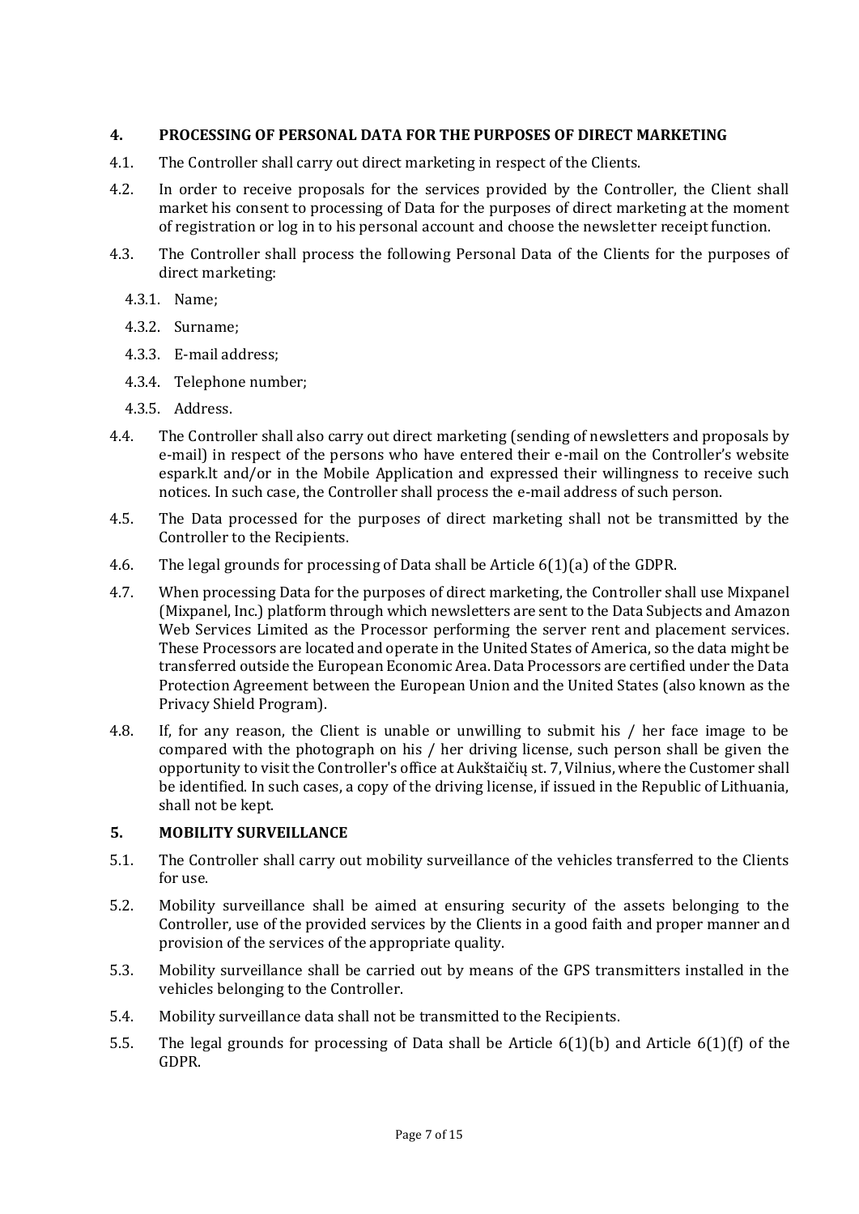## 4. PROCESSING OF PERSONAL DATA FOR THE PURPOSES OF DIRECT MARKETING

4.1. The Controller shall carry out direct marketing in respect of the Clients.

4.2. In order to receive proposals for the services provided by the Controller, the Client shall market his consent to processing of Data for the purposes of direct marketing at the moment of registration or log in to his personal account and choose the newsletter receipt function.

4.3. The Controller shall process the following Personal Data of the Clients for the purposes of direct marketing:

- 4.3.1. Name;
- 4.3.2. Surname;
- 4.3.3. E-mail address;
- 4.3.4. Telephone number;
- 4.3.5. Address.

4.4. The Controller shall also carry out direct marketing (sending of newsletters and proposals by e-mail) in respect of the persons who have entered their e-mail on the Controller's website espark.lt and/or in the Mobile Application and expressed their willingness to receive such notices. In such case, the Controller shall process the e-mail address of such person.

4.5. The Data processed for the purposes of direct marketing shall not be transmitted by the Controller to the Recipients.

4.6. The legal grounds for processing of Data shall be Article 6(1)(a) of the GDPR.

4.7. When processing Data for the purposes of direct marketing, the Controller shall use Mixpanel (Mixpanel, Inc.) platform through which newsletters are sent to the Data Subjects and Amazon Web Services Limited as the Processor performing the server rent and placement services. These Processors are located and operate in the United States of America, so the data might be transferred outside the European Economic Area. Data Processors are certified under the Data Protection Agreement between the European Union and the United States (also known as the Privacy Shield Program).

4.8. If, for any reason, the Client is unable or unwilling to submit his / her face image to be compared with the photograph on his / her driving license, such person shall be given the opportunity to visit the Controller's office at Aukštaičių st. 7, Vilnius, where the Customer shall be identified. In such cases, a copy of the driving license, if issued in the Republic of Lithuania, shall not be kept.

## 5. MOBILITY SURVEILLANCE

5.1. The Controller shall carry out mobility surveillance of the vehicles transferred to the Clients for use.

5.2. Mobility surveillance shall be aimed at ensuring security of the assets belonging to the Controller, use of the provided services by the Clients in a good faith and proper manner and provision of the services of the appropriate quality.

5.3. Mobility surveillance shall be carried out by means of the GPS transmitters installed in the vehicles belonging to the Controller.

5.4. Mobility surveillance data shall not be transmitted to the Recipients.

5.5. The legal grounds for processing of Data shall be Article 6(1)(b) and Article 6(1)(f) of the GDPR.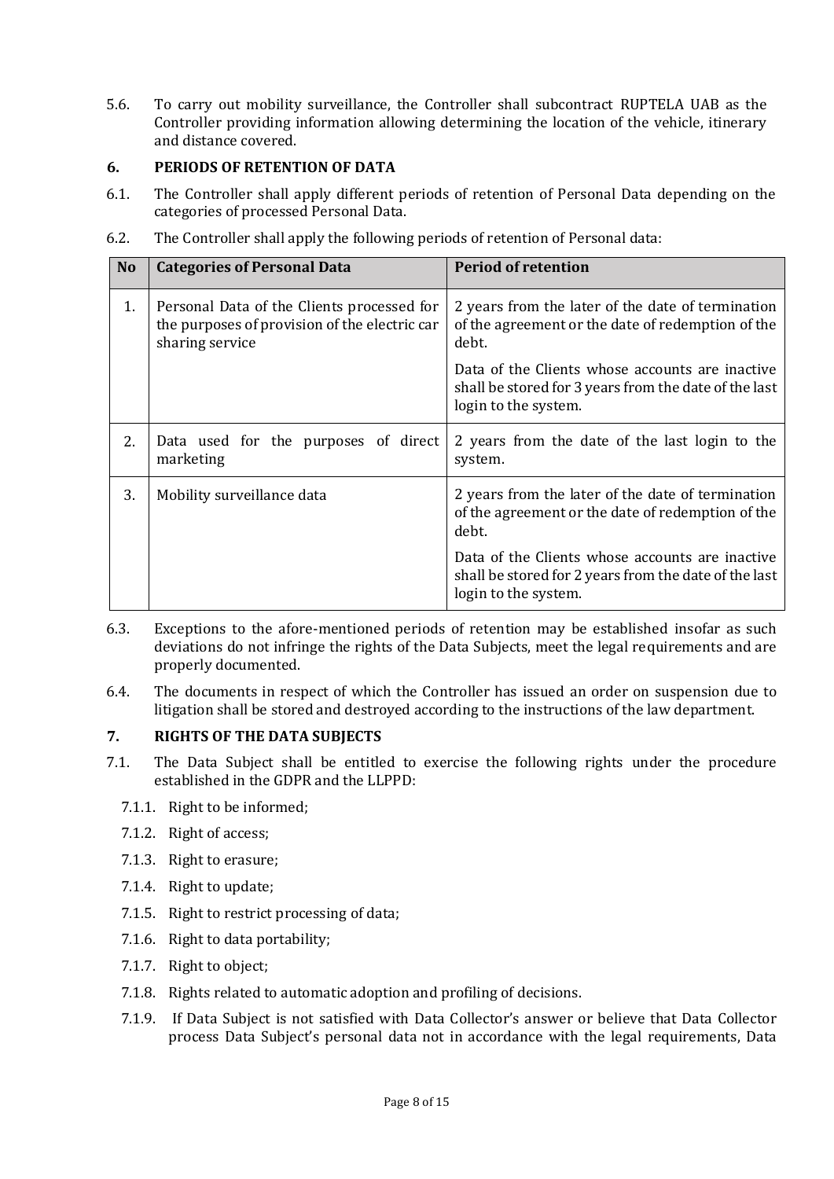5.6. To carry out mobility surveillance, the Controller shall subcontract RUPTELA UAB as the Controller providing information allowing determining the location of the vehicle, itinerary and distance covered.

## 6. PERIODS OF RETENTION OF DATA

6.1. The Controller shall apply different periods of retention of Personal Data depending on the categories of processed Personal Data.

6.2. The Controller shall apply the following periods of retention of Personal data:

| No | Categories of Personal Data | Period of retention |
|---|---|---|
| 1. | Personal Data of the Clients processed for the purposes of provision of the electric car sharing service | 2 years from the later of the date of termination of the agreement or the date of redemption of the debt.<br><br>Data of the Clients whose accounts are inactive shall be stored for 3 years from the date of the last login to the system. |
| 2. | Data used for the purposes of direct marketing | 2 years from the date of the last login to the system. |
| 3. | Mobility surveillance data | 2 years from the later of the date of termination of the agreement or the date of redemption of the debt.<br><br>Data of the Clients whose accounts are inactive shall be stored for 2 years from the date of the last login to the system. |

6.3. Exceptions to the afore-mentioned periods of retention may be established insofar as such deviations do not infringe the rights of the Data Subjects, meet the legal requirements and are properly documented.

6.4. The documents in respect of which the Controller has issued an order on suspension due to litigation shall be stored and destroyed according to the instructions of the law department.

## 7. RIGHTS OF THE DATA SUBJECTS

7.1. The Data Subject shall be entitled to exercise the following rights under the procedure established in the GDPR and the LLPPD:

- 7.1.1. Right to be informed;
- 7.1.2. Right of access;
- 7.1.3. Right to erasure;
- 7.1.4. Right to update;
- 7.1.5. Right to restrict processing of data;
- 7.1.6. Right to data portability;
- 7.1.7. Right to object;
- 7.1.8. Rights related to automatic adoption and profiling of decisions.
- 7.1.9. If Data Subject is not satisfied with Data Collector's answer or believe that Data Collector process Data Subject's personal data not in accordance with the legal requirements, Data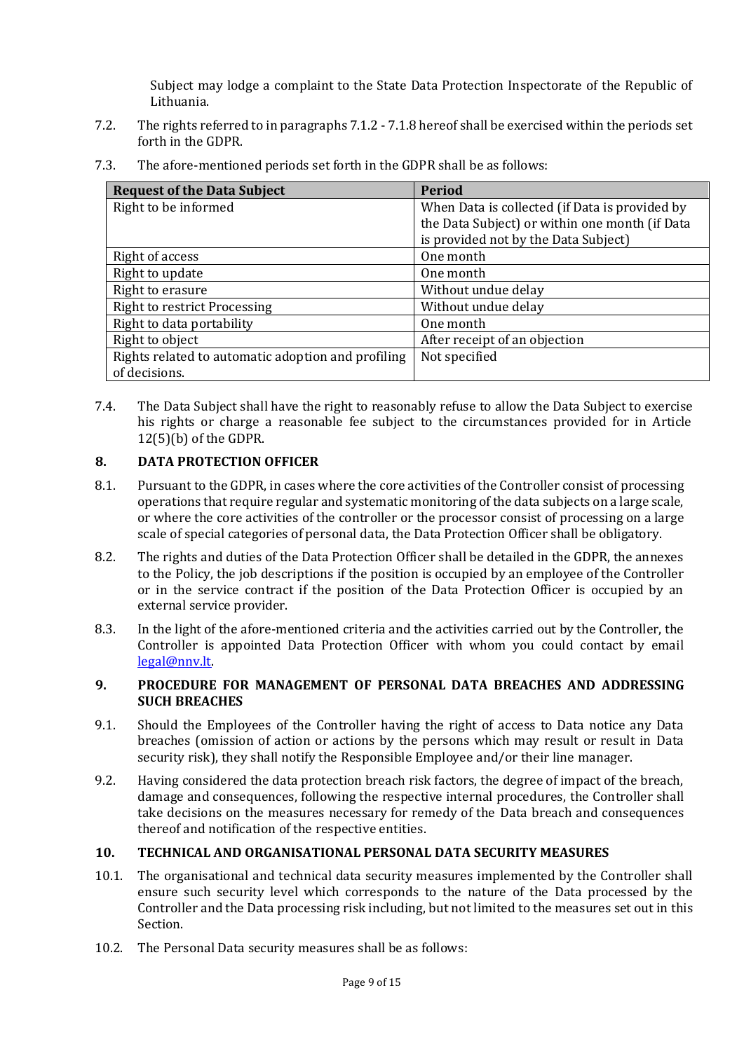Subject may lodge a complaint to the State Data Protection Inspectorate of the Republic of Lithuania.

7.2. The rights referred to in paragraphs 7.1.2 - 7.1.8 hereof shall be exercised within the periods set forth in the GDPR.

7.3. The afore-mentioned periods set forth in the GDPR shall be as follows:

| Request of the Data Subject | Period |
|---|---|
| Right to be informed | When Data is collected (if Data is provided by the Data Subject) or within one month (if Data is provided not by the Data Subject) |
| Right of access | One month |
| Right to update | One month |
| Right to erasure | Without undue delay |
| Right to restrict Processing | Without undue delay |
| Right to data portability | One month |
| Right to object | After receipt of an objection |
| Rights related to automatic adoption and profiling of decisions. | Not specified |

7.4. The Data Subject shall have the right to reasonably refuse to allow the Data Subject to exercise his rights or charge a reasonable fee subject to the circumstances provided for in Article 12(5)(b) of the GDPR.

## 8. DATA PROTECTION OFFICER

8.1. Pursuant to the GDPR, in cases where the core activities of the Controller consist of processing operations that require regular and systematic monitoring of the data subjects on a large scale, or where the core activities of the controller or the processor consist of processing on a large scale of special categories of personal data, the Data Protection Officer shall be obligatory.

8.2. The rights and duties of the Data Protection Officer shall be detailed in the GDPR, the annexes to the Policy, the job descriptions if the position is occupied by an employee of the Controller or in the service contract if the position of the Data Protection Officer is occupied by an external service provider.

8.3. In the light of the afore-mentioned criteria and the activities carried out by the Controller, the Controller is appointed Data Protection Officer with whom you could contact by email legal@nnv.lt.

## 9. PROCEDURE FOR MANAGEMENT OF PERSONAL DATA BREACHES AND ADDRESSING SUCH BREACHES

9.1. Should the Employees of the Controller having the right of access to Data notice any Data breaches (omission of action or actions by the persons which may result or result in Data security risk), they shall notify the Responsible Employee and/or their line manager.

9.2. Having considered the data protection breach risk factors, the degree of impact of the breach, damage and consequences, following the respective internal procedures, the Controller shall take decisions on the measures necessary for remedy of the Data breach and consequences thereof and notification of the respective entities.

## 10. TECHNICAL AND ORGANISATIONAL PERSONAL DATA SECURITY MEASURES

10.1. The organisational and technical data security measures implemented by the Controller shall ensure such security level which corresponds to the nature of the Data processed by the Controller and the Data processing risk including, but not limited to the measures set out in this Section.

10.2. The Personal Data security measures shall be as follows: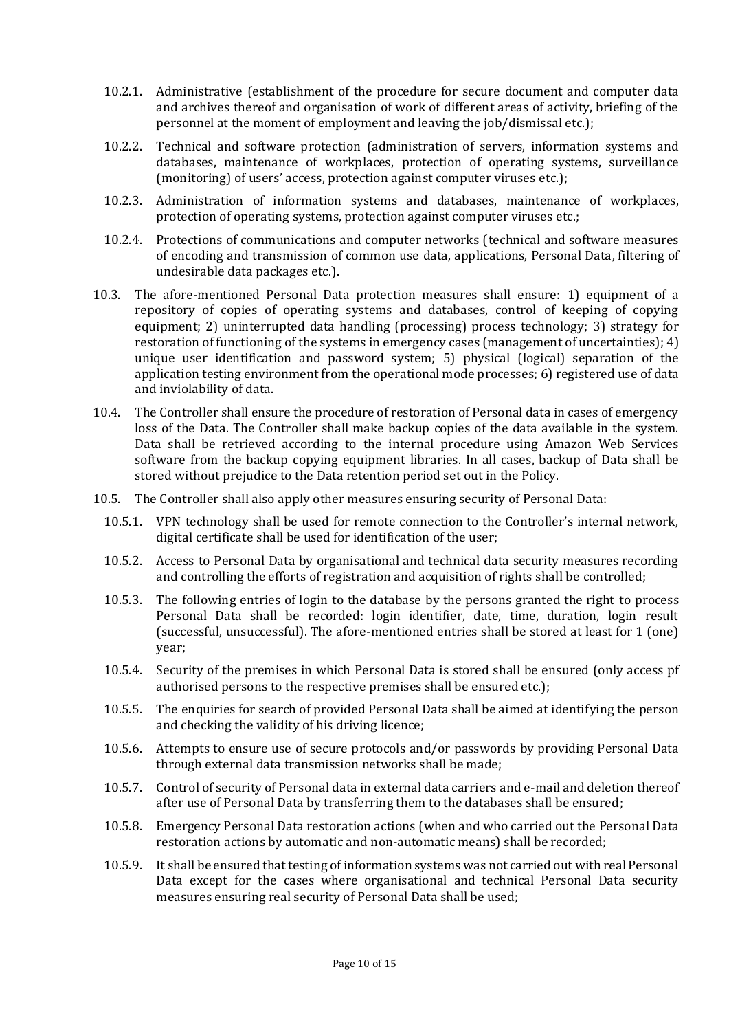10.2.1. Administrative (establishment of the procedure for secure document and computer data and archives thereof and organisation of work of different areas of activity, briefing of the personnel at the moment of employment and leaving the job/dismissal etc.);

10.2.2. Technical and software protection (administration of servers, information systems and databases, maintenance of workplaces, protection of operating systems, surveillance (monitoring) of users' access, protection against computer viruses etc.);

10.2.3. Administration of information systems and databases, maintenance of workplaces, protection of operating systems, protection against computer viruses etc.;

10.2.4. Protections of communications and computer networks (technical and software measures of encoding and transmission of common use data, applications, Personal Data, filtering of undesirable data packages etc.).

10.3. The afore-mentioned Personal Data protection measures shall ensure: 1) equipment of a repository of copies of operating systems and databases, control of keeping of copying equipment; 2) uninterrupted data handling (processing) process technology; 3) strategy for restoration of functioning of the systems in emergency cases (management of uncertainties); 4) unique user identification and password system; 5) physical (logical) separation of the application testing environment from the operational mode processes; 6) registered use of data and inviolability of data.

10.4. The Controller shall ensure the procedure of restoration of Personal data in cases of emergency loss of the Data. The Controller shall make backup copies of the data available in the system. Data shall be retrieved according to the internal procedure using Amazon Web Services software from the backup copying equipment libraries. In all cases, backup of Data shall be stored without prejudice to the Data retention period set out in the Policy.

10.5. The Controller shall also apply other measures ensuring security of Personal Data:

10.5.1. VPN technology shall be used for remote connection to the Controller's internal network, digital certificate shall be used for identification of the user;

10.5.2. Access to Personal Data by organisational and technical data security measures recording and controlling the efforts of registration and acquisition of rights shall be controlled;

10.5.3. The following entries of login to the database by the persons granted the right to process Personal Data shall be recorded: login identifier, date, time, duration, login result (successful, unsuccessful). The afore-mentioned entries shall be stored at least for 1 (one) year;

10.5.4. Security of the premises in which Personal Data is stored shall be ensured (only access pf authorised persons to the respective premises shall be ensured etc.);

10.5.5. The enquiries for search of provided Personal Data shall be aimed at identifying the person and checking the validity of his driving licence;

10.5.6. Attempts to ensure use of secure protocols and/or passwords by providing Personal Data through external data transmission networks shall be made;

10.5.7. Control of security of Personal data in external data carriers and e-mail and deletion thereof after use of Personal Data by transferring them to the databases shall be ensured;

10.5.8. Emergency Personal Data restoration actions (when and who carried out the Personal Data restoration actions by automatic and non-automatic means) shall be recorded;

10.5.9. It shall be ensured that testing of information systems was not carried out with real Personal Data except for the cases where organisational and technical Personal Data security measures ensuring real security of Personal Data shall be used;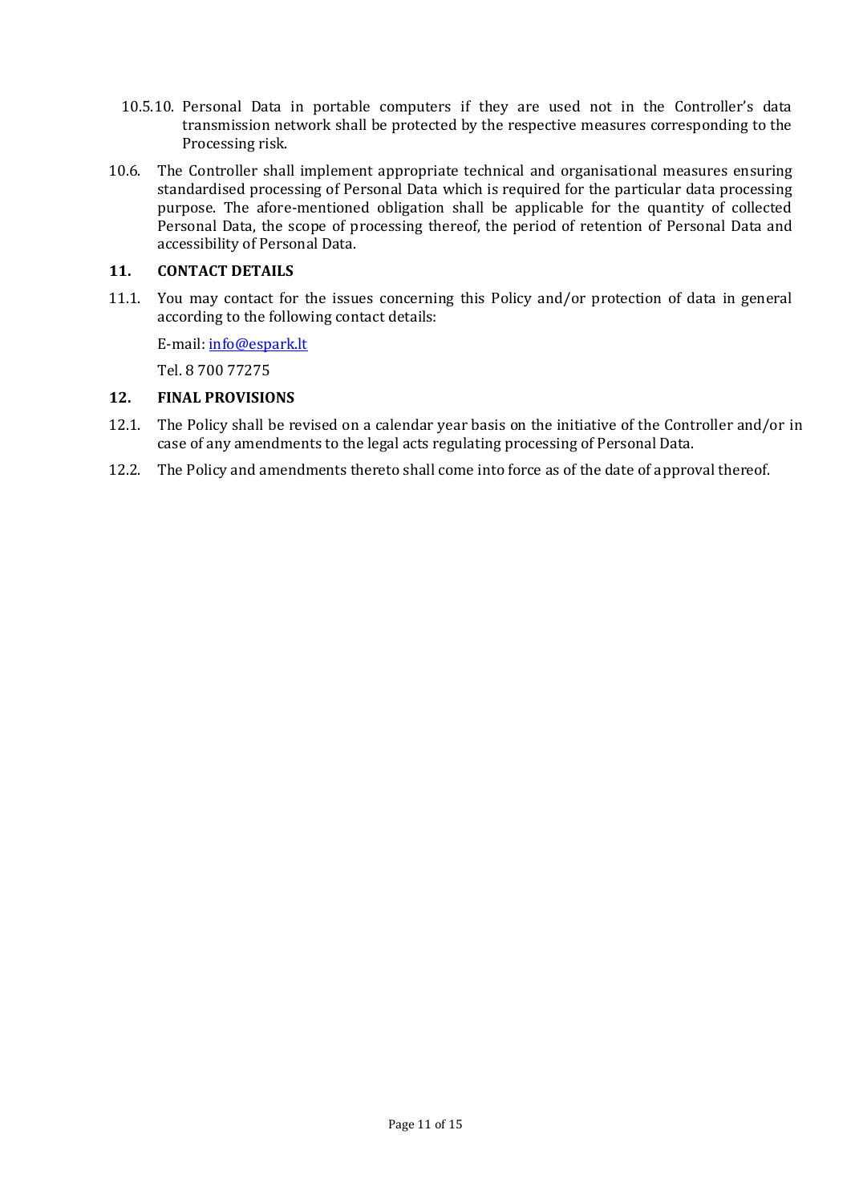10.5.10. Personal Data in portable computers if they are used not in the Controller's data transmission network shall be protected by the respective measures corresponding to the Processing risk.

10.6. The Controller shall implement appropriate technical and organisational measures ensuring standardised processing of Personal Data which is required for the particular data processing purpose. The afore-mentioned obligation shall be applicable for the quantity of collected Personal Data, the scope of processing thereof, the period of retention of Personal Data and accessibility of Personal Data.

## 11. CONTACT DETAILS

11.1. You may contact for the issues concerning this Policy and/or protection of data in general according to the following contact details:

E-mail: info@espark.lt

Tel. 8 700 77275

## 12. FINAL PROVISIONS

12.1. The Policy shall be revised on a calendar year basis on the initiative of the Controller and/or in case of any amendments to the legal acts regulating processing of Personal Data.

12.2. The Policy and amendments thereto shall come into force as of the date of approval thereof.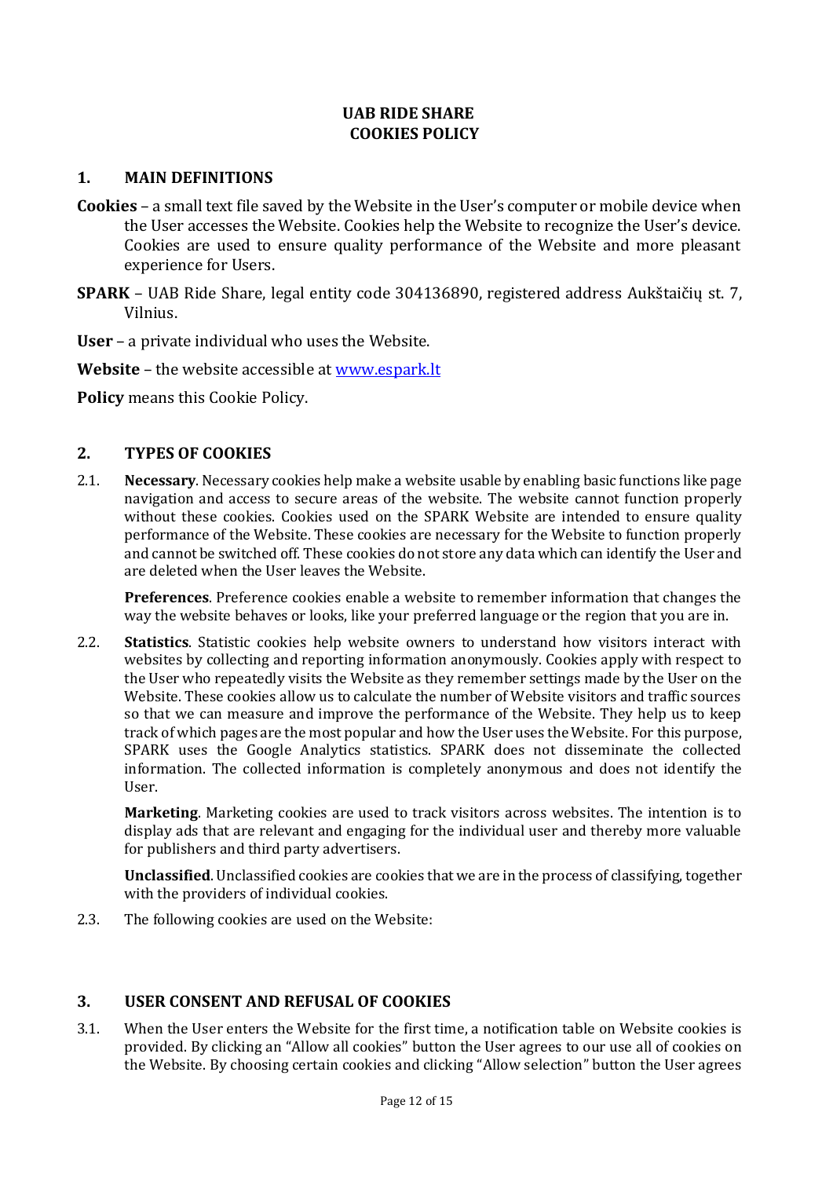# UAB RIDE SHARE
# COOKIES POLICY

## 1. MAIN DEFINITIONS

**Cookies** – a small text file saved by the Website in the User's computer or mobile device when the User accesses the Website. Cookies help the Website to recognize the User's device. Cookies are used to ensure quality performance of the Website and more pleasant experience for Users.

**SPARK** – UAB Ride Share, legal entity code 304136890, registered address Aukštaičių st. 7, Vilnius.

**User** – a private individual who uses the Website.

**Website** – the website accessible at www.espark.lt

**Policy** means this Cookie Policy.

## 2. TYPES OF COOKIES

2.1. **Necessary**. Necessary cookies help make a website usable by enabling basic functions like page navigation and access to secure areas of the website. The website cannot function properly without these cookies. Cookies used on the SPARK Website are intended to ensure quality performance of the Website. These cookies are necessary for the Website to function properly and cannot be switched off. These cookies do not store any data which can identify the User and are deleted when the User leaves the Website.

**Preferences**. Preference cookies enable a website to remember information that changes the way the website behaves or looks, like your preferred language or the region that you are in.

2.2. **Statistics**. Statistic cookies help website owners to understand how visitors interact with websites by collecting and reporting information anonymously. Cookies apply with respect to the User who repeatedly visits the Website as they remember settings made by the User on the Website. These cookies allow us to calculate the number of Website visitors and traffic sources so that we can measure and improve the performance of the Website. They help us to keep track of which pages are the most popular and how the User uses the Website. For this purpose, SPARK uses the Google Analytics statistics. SPARK does not disseminate the collected information. The collected information is completely anonymous and does not identify the User.

**Marketing**. Marketing cookies are used to track visitors across websites. The intention is to display ads that are relevant and engaging for the individual user and thereby more valuable for publishers and third party advertisers.

**Unclassified**. Unclassified cookies are cookies that we are in the process of classifying, together with the providers of individual cookies.

2.3. The following cookies are used on the Website:

## 3. USER CONSENT AND REFUSAL OF COOKIES

3.1. When the User enters the Website for the first time, a notification table on Website cookies is provided. By clicking an "Allow all cookies" button the User agrees to our use all of cookies on the Website. By choosing certain cookies and clicking "Allow selection" button the User agrees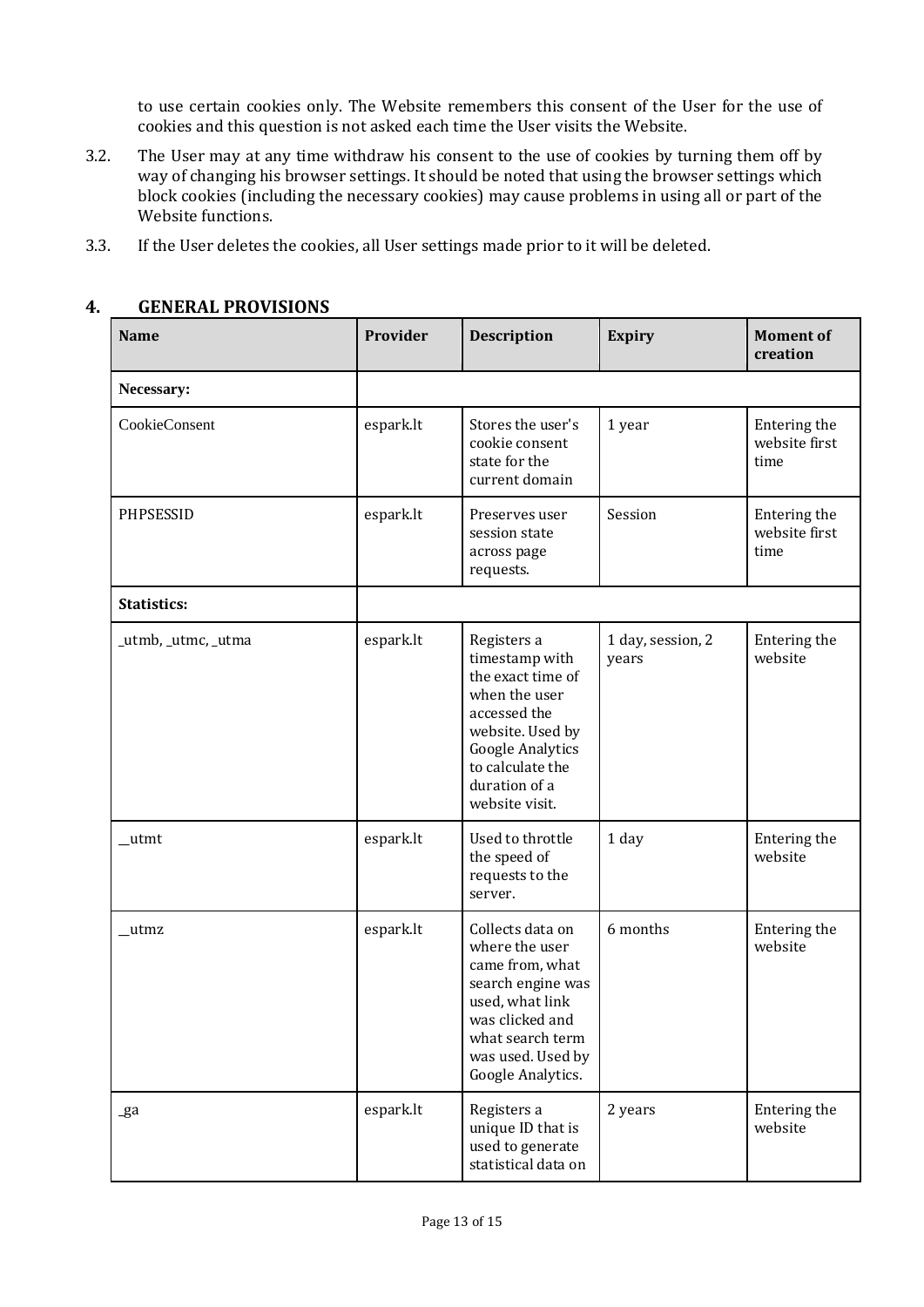to use certain cookies only. The Website remembers this consent of the User for the use of cookies and this question is not asked each time the User visits the Website.

3.2. The User may at any time withdraw his consent to the use of cookies by turning them off by way of changing his browser settings. It should be noted that using the browser settings which block cookies (including the necessary cookies) may cause problems in using all or part of the Website functions.

3.3. If the User deletes the cookies, all User settings made prior to it will be deleted.

## 4. GENERAL PROVISIONS

| Name | Provider | Description | Expiry | Moment of creation |
|---|---|---|---|---|
| **Necessary:** | | | | |
| CookieConsent | espark.lt | Stores the user's cookie consent state for the current domain | 1 year | Entering the website first time |
| PHPSESSID | espark.lt | Preserves user session state across page requests. | Session | Entering the website first time |
| **Statistics:** | | | | |
| _utmb, _utmc, _utma | espark.lt | Registers a timestamp with the exact time of when the user accessed the website. Used by Google Analytics to calculate the duration of a website visit. | 1 day, session, 2 years | Entering the website |
| __utmt | espark.lt | Used to throttle the speed of requests to the server. | 1 day | Entering the website |
| __utmz | espark.lt | Collects data on where the user came from, what search engine was used, what link was clicked and what search term was used. Used by Google Analytics. | 6 months | Entering the website |
| _ga | espark.lt | Registers a unique ID that is used to generate statistical data on | 2 years | Entering the website |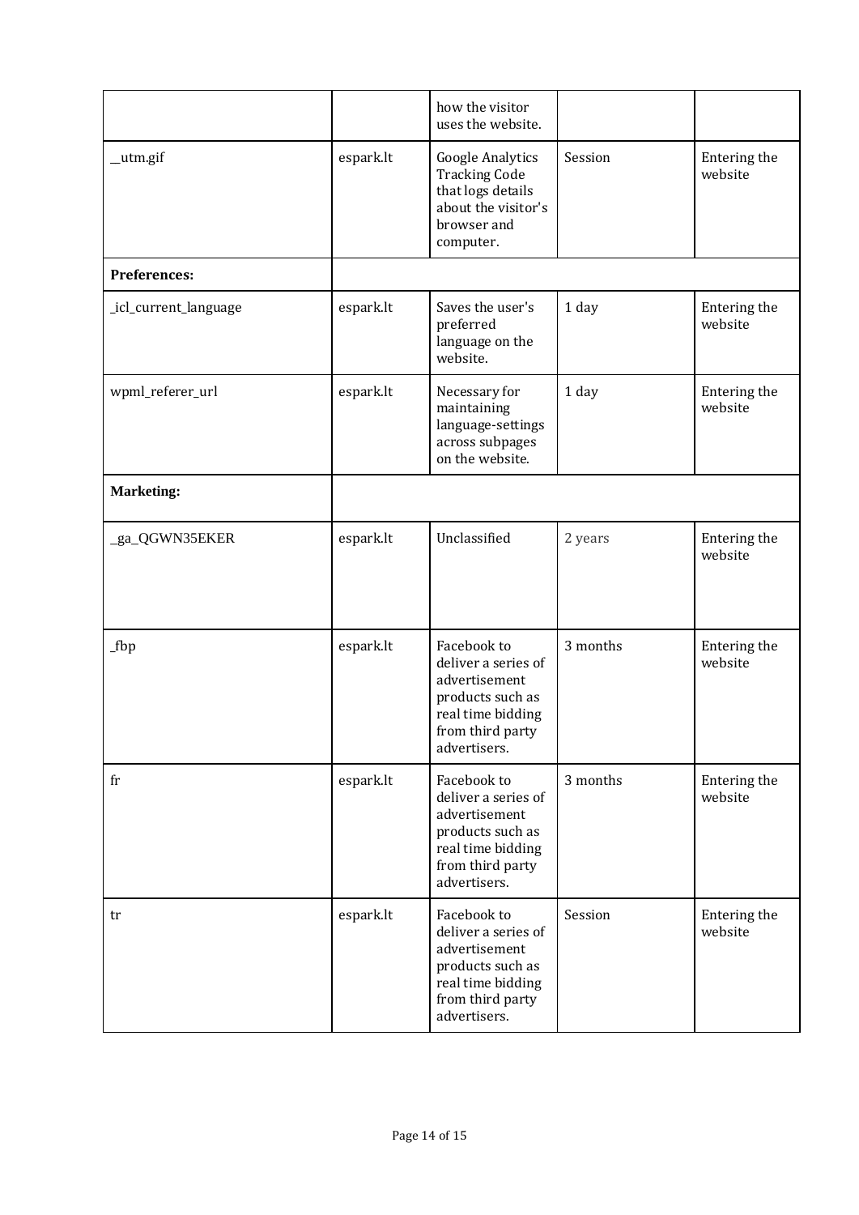| | | how the visitor uses the website. | | |
|---|---|---|---|---|
| __utm.gif | espark.lt | Google Analytics Tracking Code that logs details about the visitor's browser and computer. | Session | Entering the website |
| **Preferences:** | | | | |
| _icl_current_language | espark.lt | Saves the user's preferred language on the website. | 1 day | Entering the website |
| wpml_referer_url | espark.lt | Necessary for maintaining language-settings across subpages on the website. | 1 day | Entering the website |
| **Marketing:** | | | | |
| _ga_QGWN35EKER | espark.lt | Unclassified | 2 years | Entering the website |
| _fbp | espark.lt | Facebook to deliver a series of advertisement products such as real time bidding from third party advertisers. | 3 months | Entering the website |
| fr | espark.lt | Facebook to deliver a series of advertisement products such as real time bidding from third party advertisers. | 3 months | Entering the website |
| tr | espark.lt | Facebook to deliver a series of advertisement products such as real time bidding from third party advertisers. | Session | Entering the website |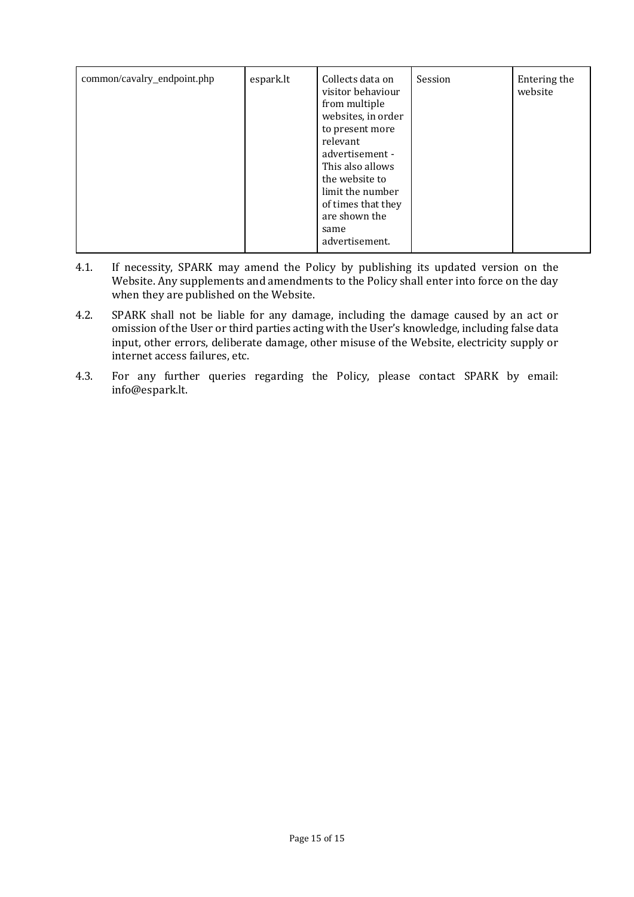| | | | | |
|---|---|---|---|---|
| common/cavalry_endpoint.php | espark.lt | Collects data on visitor behaviour from multiple websites, in order to present more relevant advertisement - This also allows the website to limit the number of times that they are shown the same advertisement. | Session | Entering the website |

4.1. If necessity, SPARK may amend the Policy by publishing its updated version on the Website. Any supplements and amendments to the Policy shall enter into force on the day when they are published on the Website.

4.2. SPARK shall not be liable for any damage, including the damage caused by an act or omission of the User or third parties acting with the User's knowledge, including false data input, other errors, deliberate damage, other misuse of the Website, electricity supply or internet access failures, etc.

4.3. For any further queries regarding the Policy, please contact SPARK by email: info@espark.lt.